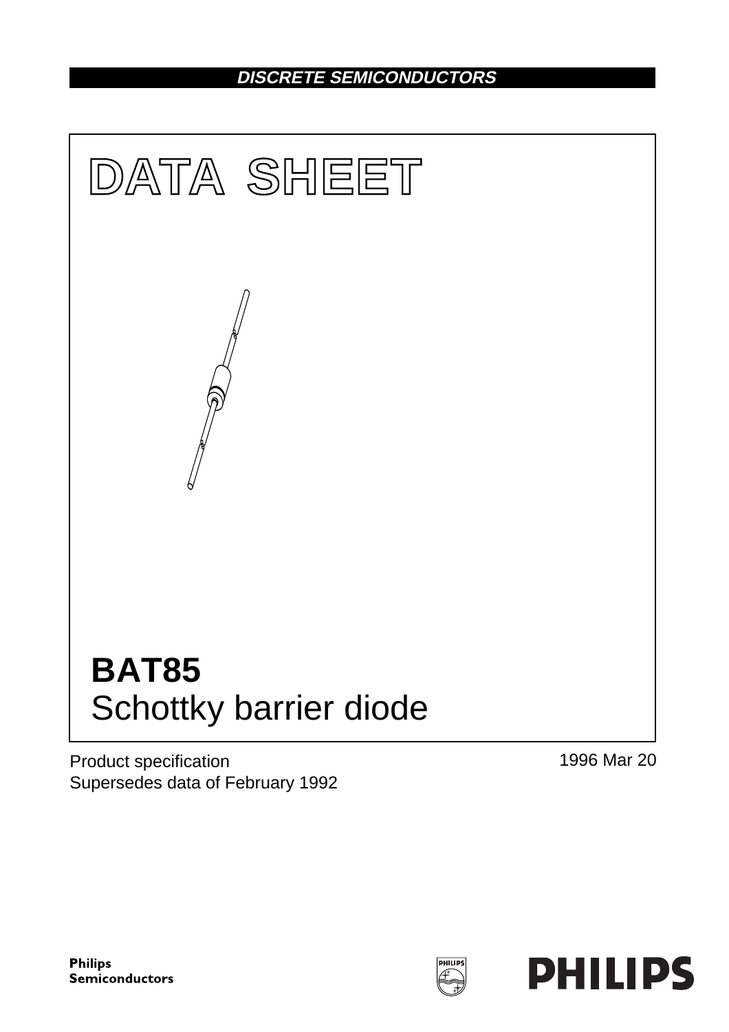DISCRETE SEMICONDUCTORS

# DATA SHEET

# BAT85
## Schottky barrier diode

Product specification
Supersedes data of February 1992

1996 Mar 20

Philips Semiconductors

PHILIPS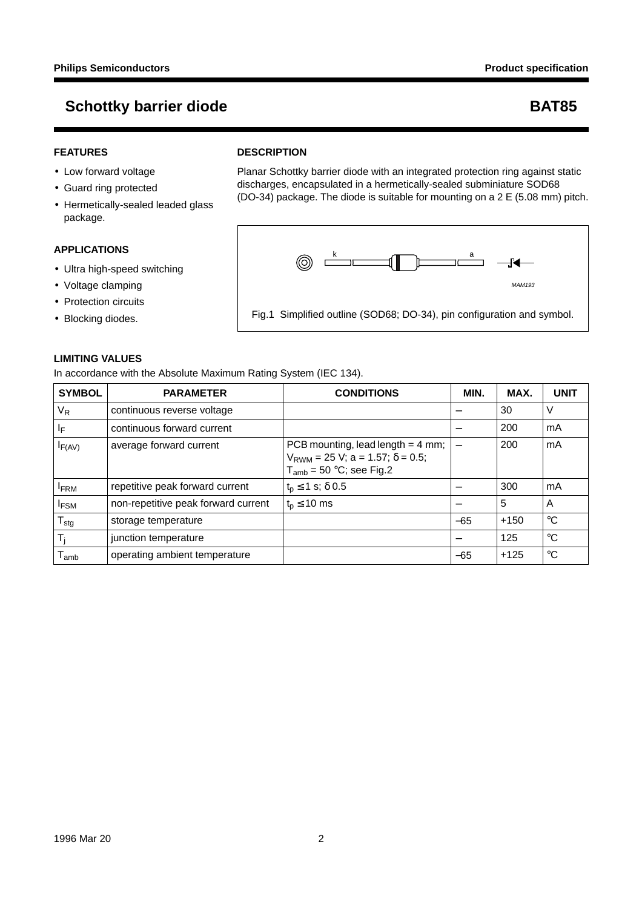# Schottky barrier diode — BAT85

## FEATURES

- Low forward voltage
- Guard ring protected
- Hermetically-sealed leaded glass package.

## APPLICATIONS

- Ultra high-speed switching
- Voltage clamping
- Protection circuits
- Blocking diodes.

## DESCRIPTION

Planar Schottky barrier diode with an integrated protection ring against static discharges, encapsulated in a hermetically-sealed subminiature SOD68 (DO-34) package. The diode is suitable for mounting on a 2 E (5.08 mm) pitch.

Fig.1 Simplified outline (SOD68; DO-34), pin configuration and symbol.

## LIMITING VALUES

In accordance with the Absolute Maximum Rating System (IEC 134).

| SYMBOL | PARAMETER | CONDITIONS | MIN. | MAX. | UNIT |
|---|---|---|---|---|---|
| $V_R$ | continuous reverse voltage | | – | 30 | V |
| $I_F$ | continuous forward current | | – | 200 | mA |
| $I_{F(AV)}$ | average forward current | PCB mounting, lead length = 4 mm; $V_{RWM}$ = 25 V; a = 1.57; δ = 0.5; $T_{amb}$ = 50 °C; see Fig.2 | – | 200 | mA |
| $I_{FRM}$ | repetitive peak forward current | $t_p \leq 1$ s; δ 0.5 | – | 300 | mA |
| $I_{FSM}$ | non-repetitive peak forward current | $t_p \leq 10$ ms | – | 5 | A |
| $T_{stg}$ | storage temperature | | –65 | +150 | °C |
| $T_j$ | junction temperature | | – | 125 | °C |
| $T_{amb}$ | operating ambient temperature | | –65 | +125 | °C |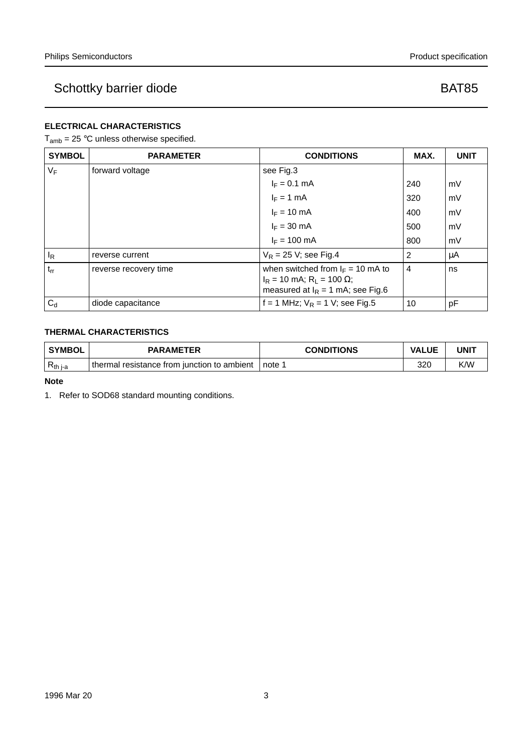## ELECTRICAL CHARACTERISTICS

$T_{amb}$ = 25 °C unless otherwise specified.

| SYMBOL | PARAMETER | CONDITIONS | MAX. | UNIT |
|---|---|---|---|---|
| $V_F$ | forward voltage | see Fig.3 | | |
| | | $I_F$ = 0.1 mA | 240 | mV |
| | | $I_F$ = 1 mA | 320 | mV |
| | | $I_F$ = 10 mA | 400 | mV |
| | | $I_F$ = 30 mA | 500 | mV |
| | | $I_F$ = 100 mA | 800 | mV |
| $I_R$ | reverse current | $V_R$ = 25 V; see Fig.4 | 2 | μA |
| $t_{rr}$ | reverse recovery time | when switched from $I_F$ = 10 mA to $I_R$ = 10 mA; $R_L$ = 100 Ω; measured at $I_R$ = 1 mA; see Fig.6 | 4 | ns |
| $C_d$ | diode capacitance | f = 1 MHz; $V_R$ = 1 V; see Fig.5 | 10 | pF |

## THERMAL CHARACTERISTICS

| SYMBOL | PARAMETER | CONDITIONS | VALUE | UNIT |
|---|---|---|---|---|
| $R_{th\ j\text{-}a}$ | thermal resistance from junction to ambient | note 1 | 320 | K/W |

**Note**

1. Refer to SOD68 standard mounting conditions.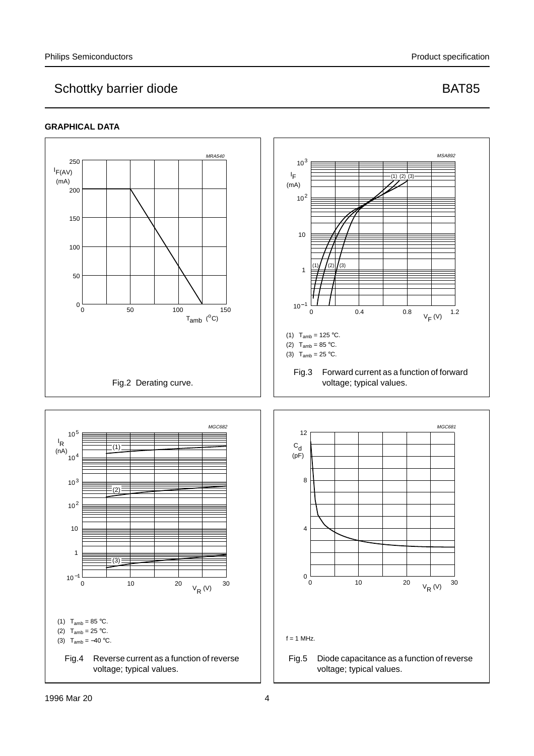## GRAPHICAL DATA

Fig.2 Derating curve.

(1) $T_{amb}$ = 125 °C.

(2) $T_{amb}$ = 85 °C.

(3) $T_{amb}$ = 25 °C.

Fig.3 Forward current as a function of forward voltage; typical values.

(1) $T_{amb}$ = 85 °C.

(2) $T_{amb}$ = 25 °C.

(3) $T_{amb}$ = −40 °C.

Fig.4 Reverse current as a function of reverse voltage; typical values.

f = 1 MHz.

Fig.5 Diode capacitance as a function of reverse voltage; typical values.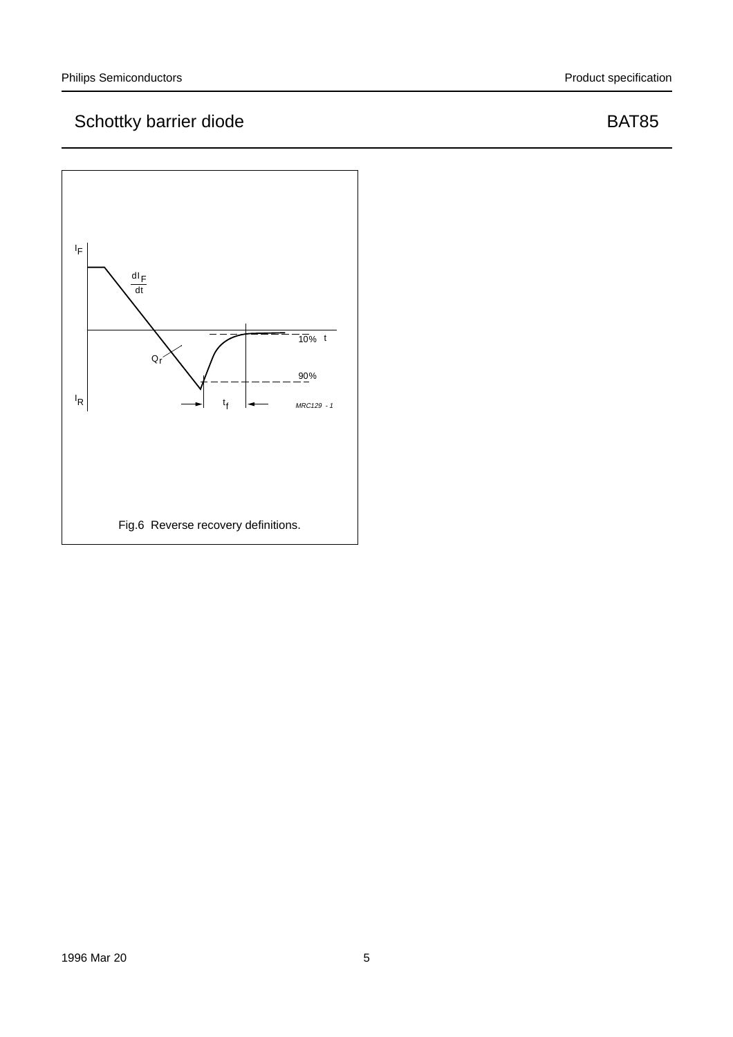Fig.6 Reverse recovery definitions.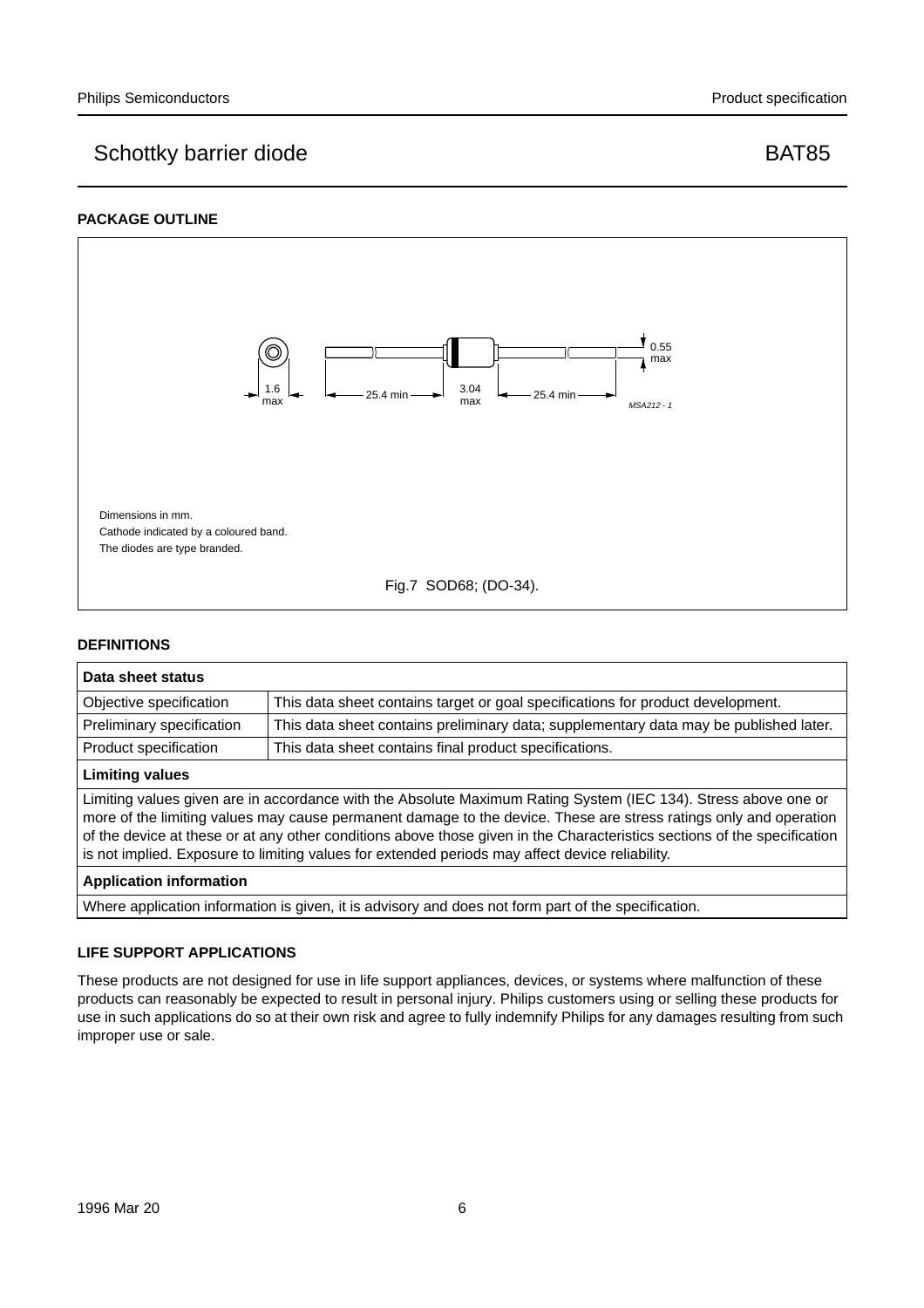## PACKAGE OUTLINE

1.6
max

25.4 min

3.04
max

25.4 min

0.55
max

MSA212 - 1

Dimensions in mm.

Cathode indicated by a coloured band.

The diodes are type branded.

Fig.7 SOD68; (DO-34).

## DEFINITIONS

| | |
|---|---|
| **Data sheet status** | |
| Objective specification | This data sheet contains target or goal specifications for product development. |
| Preliminary specification | This data sheet contains preliminary data; supplementary data may be published later. |
| Product specification | This data sheet contains final product specifications. |
| **Limiting values** | |
| Limiting values given are in accordance with the Absolute Maximum Rating System (IEC 134). Stress above one or more of the limiting values may cause permanent damage to the device. These are stress ratings only and operation of the device at these or at any other conditions above those given in the Characteristics sections of the specification is not implied. Exposure to limiting values for extended periods may affect device reliability. | |
| **Application information** | |
| Where application information is given, it is advisory and does not form part of the specification. | |

## LIFE SUPPORT APPLICATIONS

These products are not designed for use in life support appliances, devices, or systems where malfunction of these products can reasonably be expected to result in personal injury. Philips customers using or selling these products for use in such applications do so at their own risk and agree to fully indemnify Philips for any damages resulting from such improper use or sale.